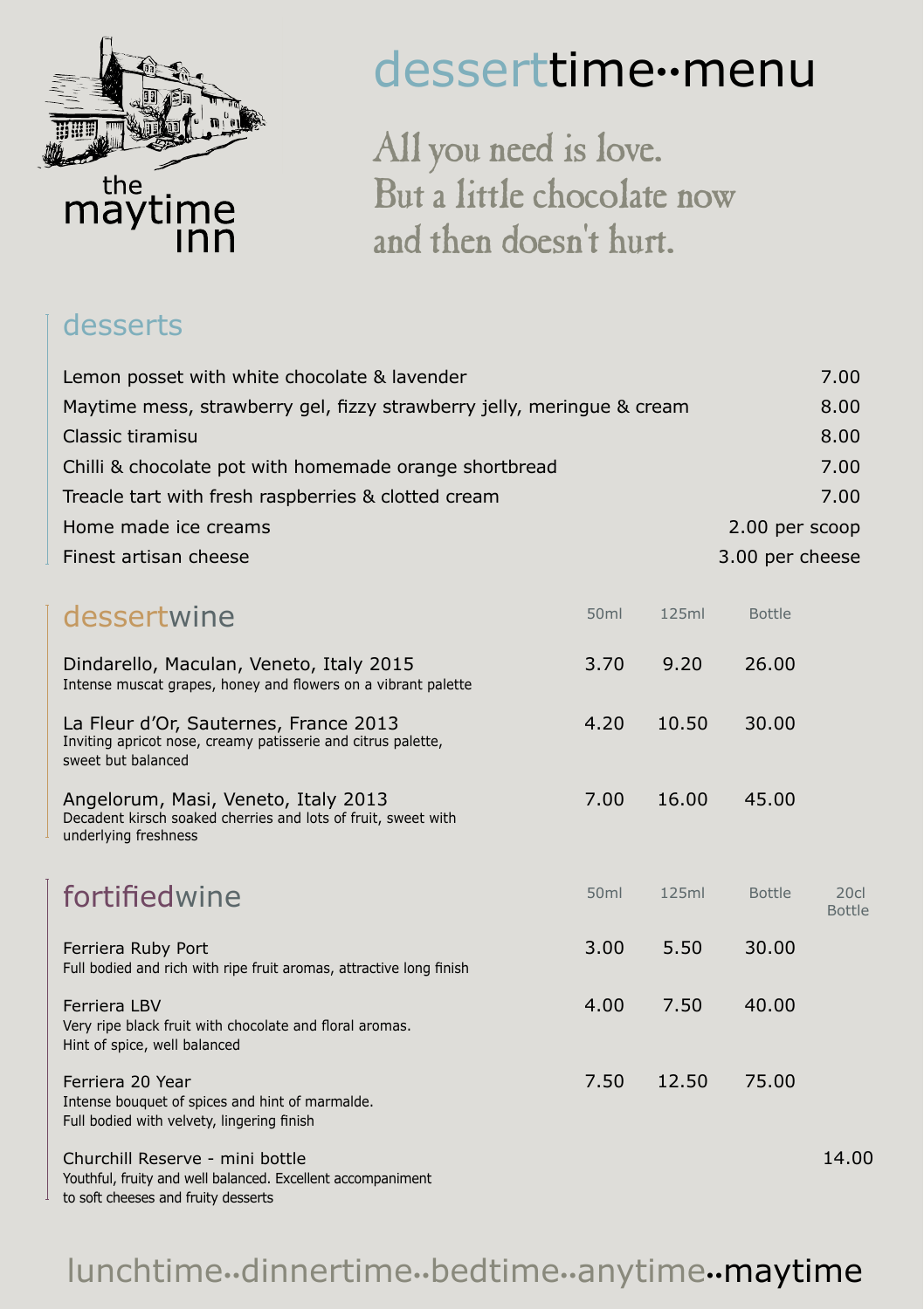the maytime inn

# desserttime··menu

All you need is love.
But a little chocolate now
and then doesn't hurt.

## desserts

| | |
|---|---|
| Lemon posset with white chocolate & lavender | 7.00 |
| Maytime mess, strawberry gel, fizzy strawberry jelly, meringue & cream | 8.00 |
| Classic tiramisu | 8.00 |
| Chilli & chocolate pot with homemade orange shortbread | 7.00 |
| Treacle tart with fresh raspberries & clotted cream | 7.00 |
| Home made ice creams | 2.00 per scoop |
| Finest artisan cheese | 3.00 per cheese |

## dessertwine

| | 50ml | 125ml | Bottle |
|---|---|---|---|
| Dindarello, Maculan, Veneto, Italy 2015<br>Intense muscat grapes, honey and flowers on a vibrant palette | 3.70 | 9.20 | 26.00 |
| La Fleur d'Or, Sauternes, France 2013<br>Inviting apricot nose, creamy patisserie and citrus palette, sweet but balanced | 4.20 | 10.50 | 30.00 |
| Angelorum, Masi, Veneto, Italy 2013<br>Decadent kirsch soaked cherries and lots of fruit, sweet with underlying freshness | 7.00 | 16.00 | 45.00 |

## fortifiedwine

| | 50ml | 125ml | Bottle | 20cl Bottle |
|---|---|---|---|---|
| Ferriera Ruby Port<br>Full bodied and rich with ripe fruit aromas, attractive long finish | 3.00 | 5.50 | 30.00 | |
| Ferriera LBV<br>Very ripe black fruit with chocolate and floral aromas. Hint of spice, well balanced | 4.00 | 7.50 | 40.00 | |
| Ferriera 20 Year<br>Intense bouquet of spices and hint of marmalde. Full bodied with velvety, lingering finish | 7.50 | 12.50 | 75.00 | |
| Churchill Reserve - mini bottle<br>Youthful, fruity and well balanced. Excellent accompaniment to soft cheeses and fruity desserts | | | | 14.00 |

lunchtime··dinnertime··bedtime··anytime··maytime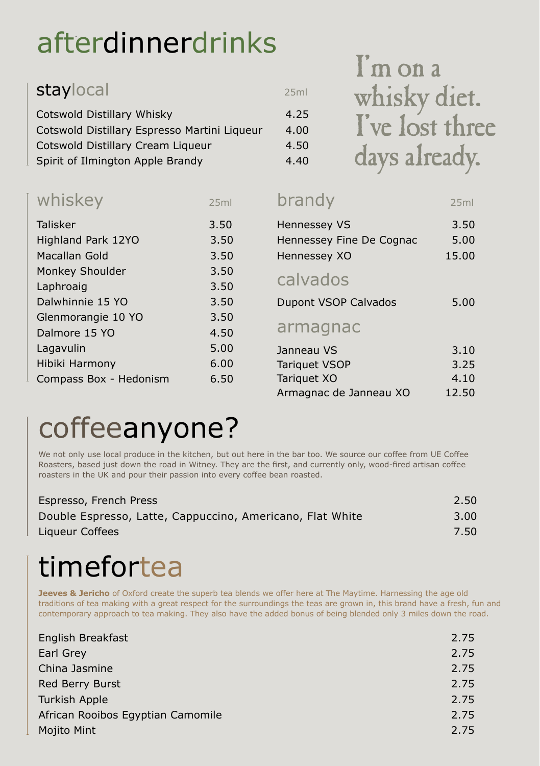# afterdinnerdrinks

## staylocal

| | 25ml |
|---|---|
| Cotswold Distillary Whisky | 4.25 |
| Cotswold Distillary Espresso Martini Liqueur | 4.00 |
| Cotswold Distillary Cream Liqueur | 4.50 |
| Spirit of Ilmington Apple Brandy | 4.40 |

I'm on a whisky diet. I've lost three days already.

## whiskey

| | 25ml |
|---|---|
| Talisker | 3.50 |
| Highland Park 12YO | 3.50 |
| Macallan Gold | 3.50 |
| Monkey Shoulder | 3.50 |
| Laphroaig | 3.50 |
| Dalwhinnie 15 YO | 3.50 |
| Glenmorangie 10 YO | 3.50 |
| Dalmore 15 YO | 4.50 |
| Lagavulin | 5.00 |
| Hibiki Harmony | 6.00 |
| Compass Box - Hedonism | 6.50 |

## brandy

| | 25ml |
|---|---|
| Hennessey VS | 3.50 |
| Hennessey Fine De Cognac | 5.00 |
| Hennessey XO | 15.00 |

## calvados

| | |
|---|---|
| Dupont VSOP Calvados | 5.00 |

## armagnac

| | |
|---|---|
| Janneau VS | 3.10 |
| Tariquet VSOP | 3.25 |
| Tariquet XO | 4.10 |
| Armagnac de Janneau XO | 12.50 |

# coffeeanyone?

We not only use local produce in the kitchen, but out here in the bar too. We source our coffee from UE Coffee Roasters, based just down the road in Witney. They are the first, and currently only, wood-fired artisan coffee roasters in the UK and pour their passion into every coffee bean roasted.

| | |
|---|---|
| Espresso, French Press | 2.50 |
| Double Espresso, Latte, Cappuccino, Americano, Flat White | 3.00 |
| Liqueur Coffees | 7.50 |

# timefortea

**Jeeves & Jericho** of Oxford create the superb tea blends we offer here at The Maytime. Harnessing the age old traditions of tea making with a great respect for the surroundings the teas are grown in, this brand have a fresh, fun and contemporary approach to tea making. They also have the added bonus of being blended only 3 miles down the road.

| | |
|---|---|
| English Breakfast | 2.75 |
| Earl Grey | 2.75 |
| China Jasmine | 2.75 |
| Red Berry Burst | 2.75 |
| Turkish Apple | 2.75 |
| African Rooibos Egyptian Camomile | 2.75 |
| Mojito Mint | 2.75 |